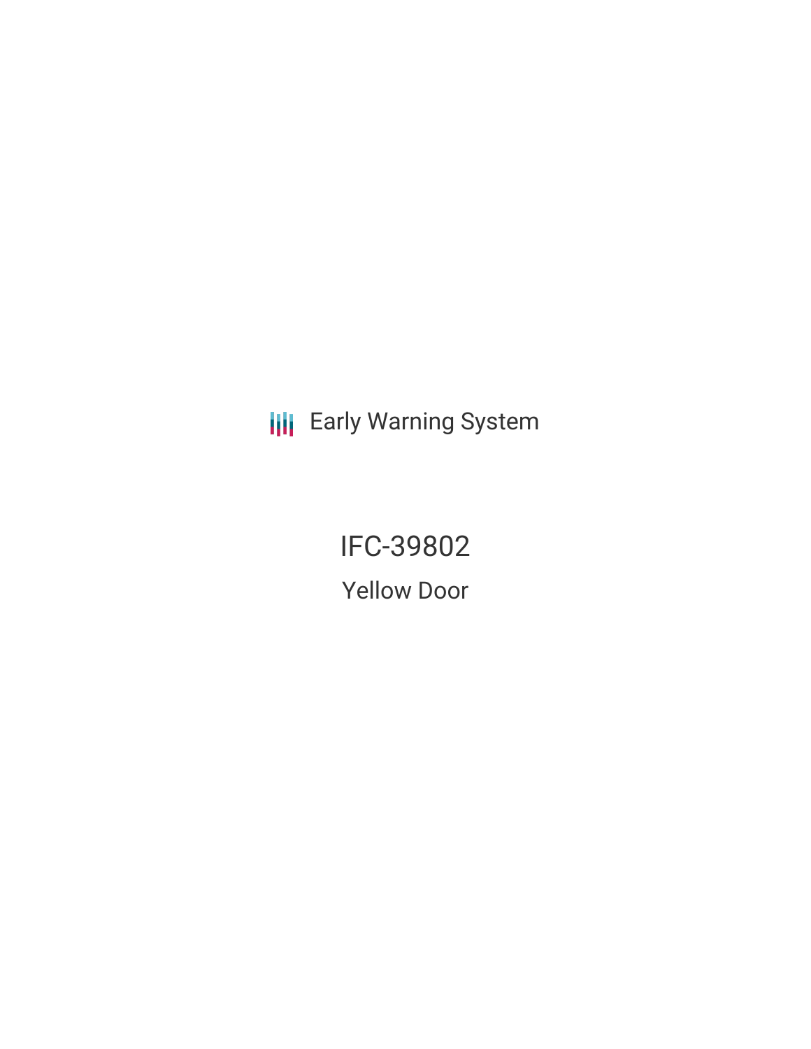Early Warning System

# IFC-39802

## Yellow Door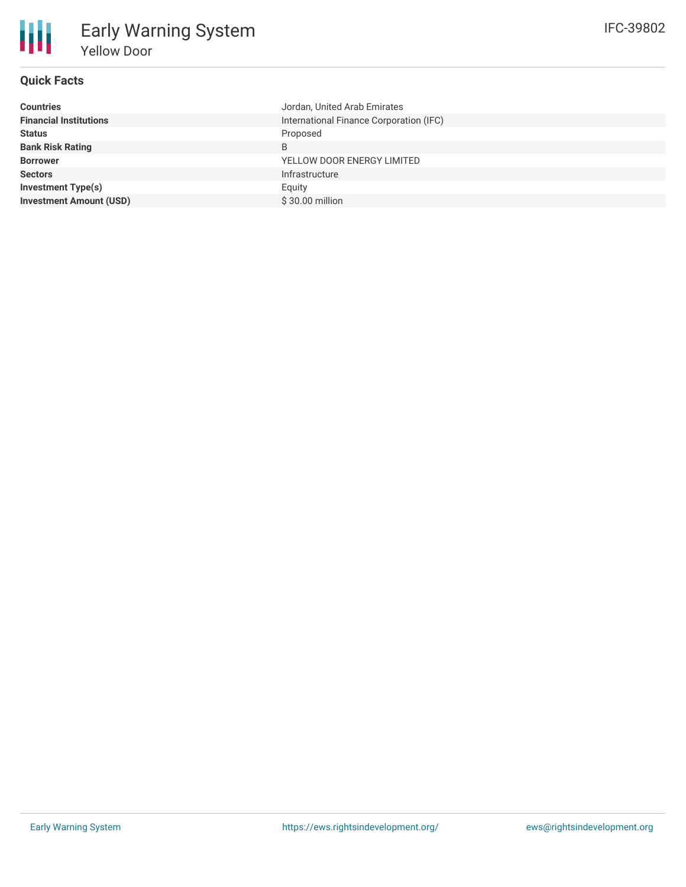# Early Warning System

## Yellow Door

IFC-39802

### Quick Facts

| | |
|---|---|
| **Countries** | Jordan, United Arab Emirates |
| **Financial Institutions** | International Finance Corporation (IFC) |
| **Status** | Proposed |
| **Bank Risk Rating** | B |
| **Borrower** | YELLOW DOOR ENERGY LIMITED |
| **Sectors** | Infrastructure |
| **Investment Type(s)** | Equity |
| **Investment Amount (USD)** | $ 30.00 million |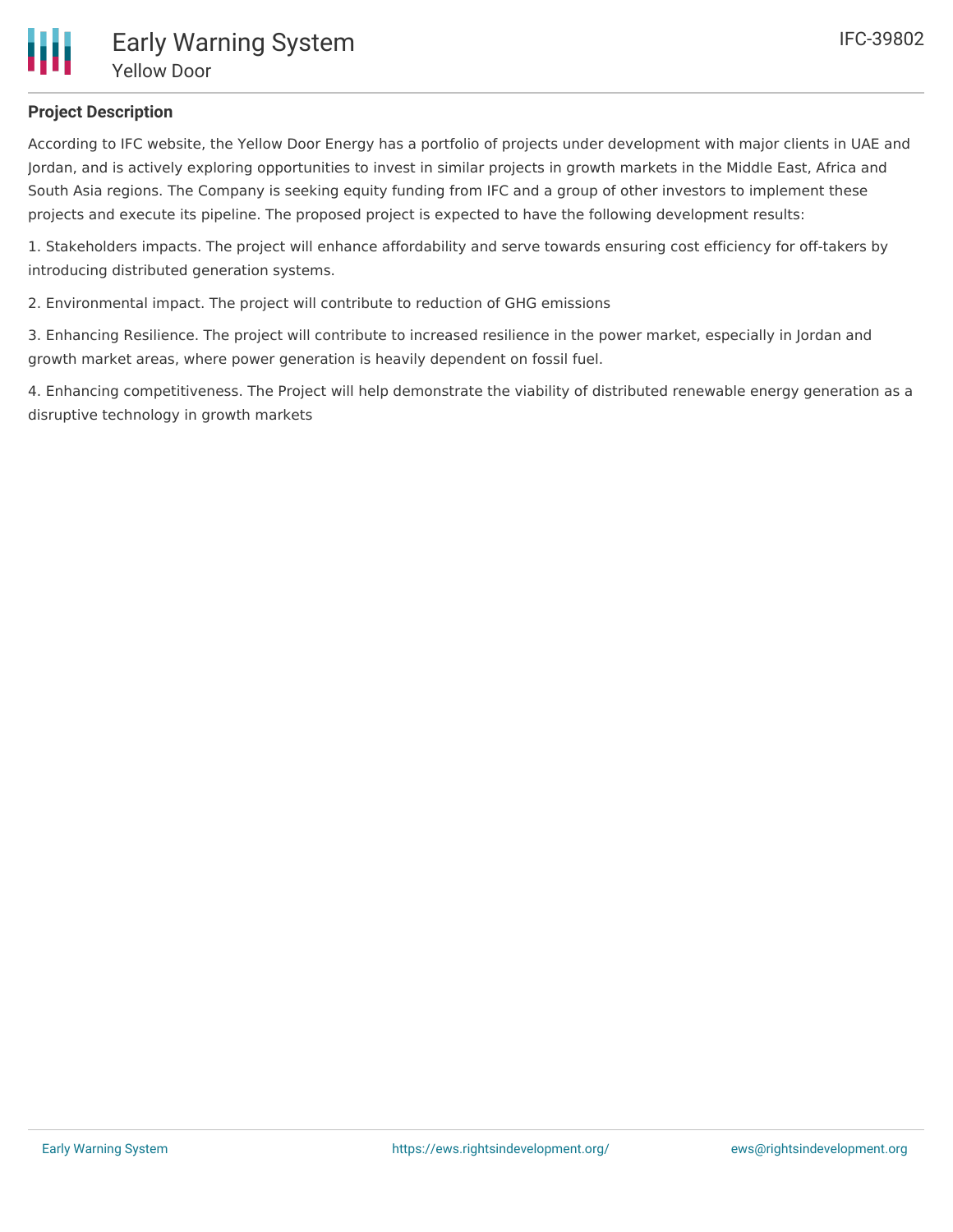## Project Description

According to IFC website, the Yellow Door Energy has a portfolio of projects under development with major clients in UAE and Jordan, and is actively exploring opportunities to invest in similar projects in growth markets in the Middle East, Africa and South Asia regions. The Company is seeking equity funding from IFC and a group of other investors to implement these projects and execute its pipeline. The proposed project is expected to have the following development results:

1. Stakeholders impacts. The project will enhance affordability and serve towards ensuring cost efficiency for off-takers by introducing distributed generation systems.

2. Environmental impact. The project will contribute to reduction of GHG emissions

3. Enhancing Resilience. The project will contribute to increased resilience in the power market, especially in Jordan and growth market areas, where power generation is heavily dependent on fossil fuel.

4. Enhancing competitiveness. The Project will help demonstrate the viability of distributed renewable energy generation as a disruptive technology in growth markets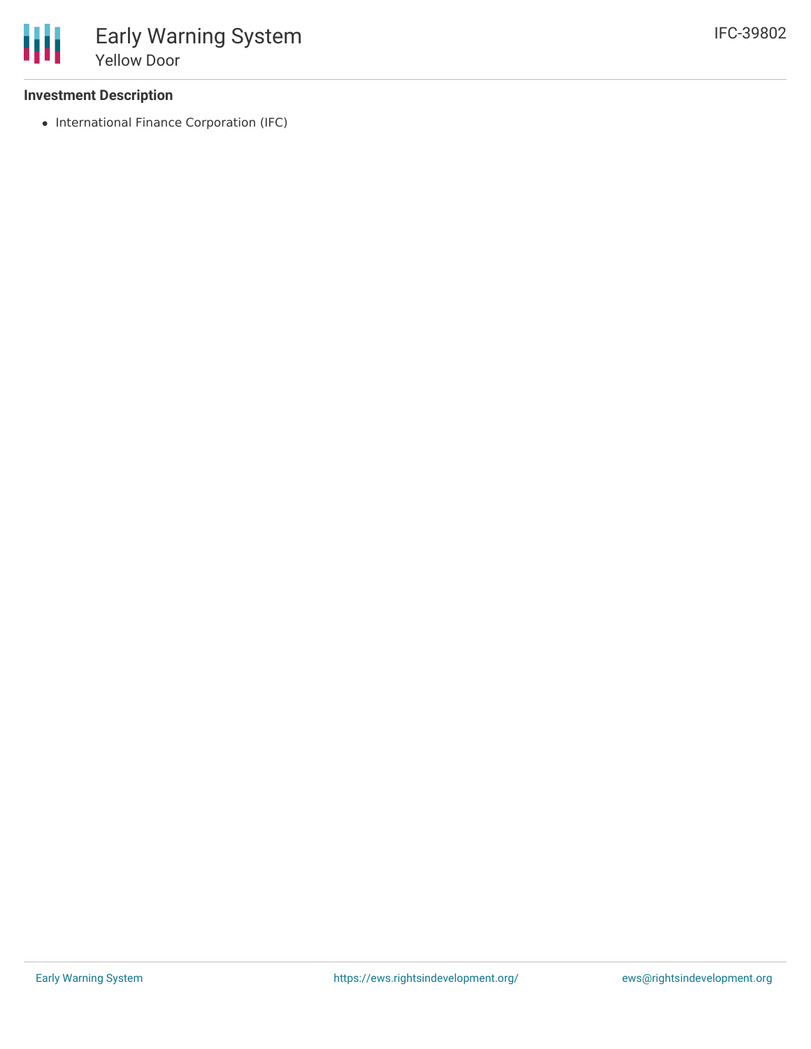### Investment Description

- International Finance Corporation (IFC)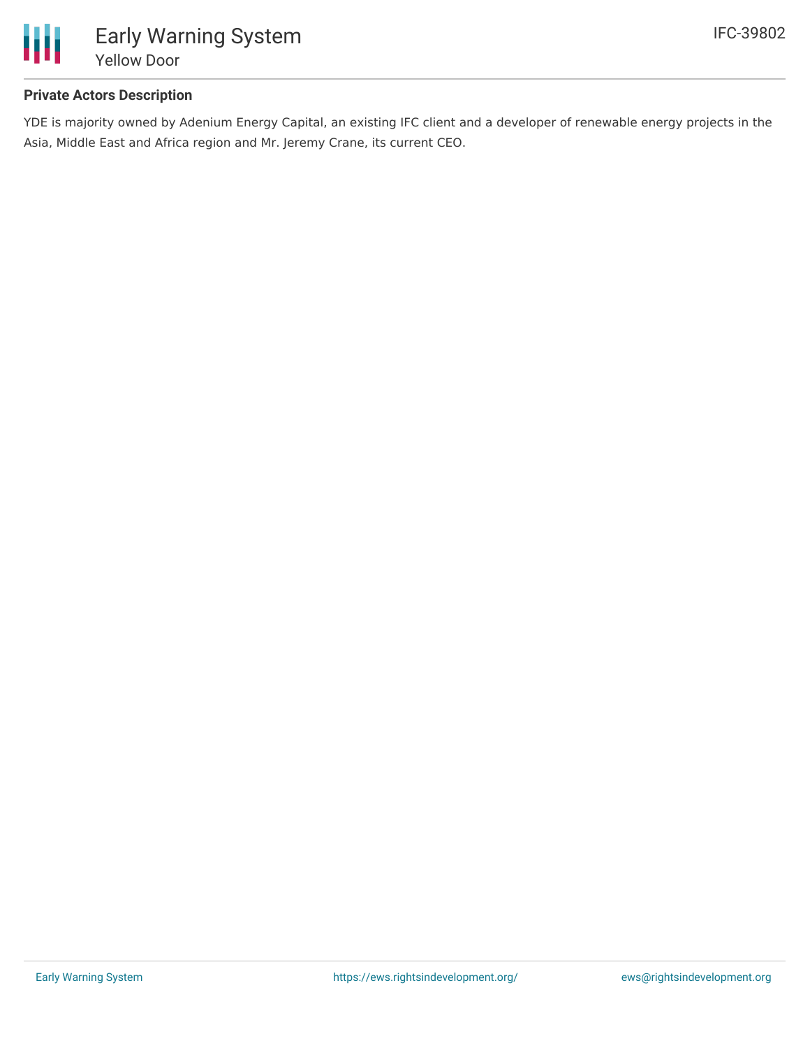### Private Actors Description

YDE is majority owned by Adenium Energy Capital, an existing IFC client and a developer of renewable energy projects in the Asia, Middle East and Africa region and Mr. Jeremy Crane, its current CEO.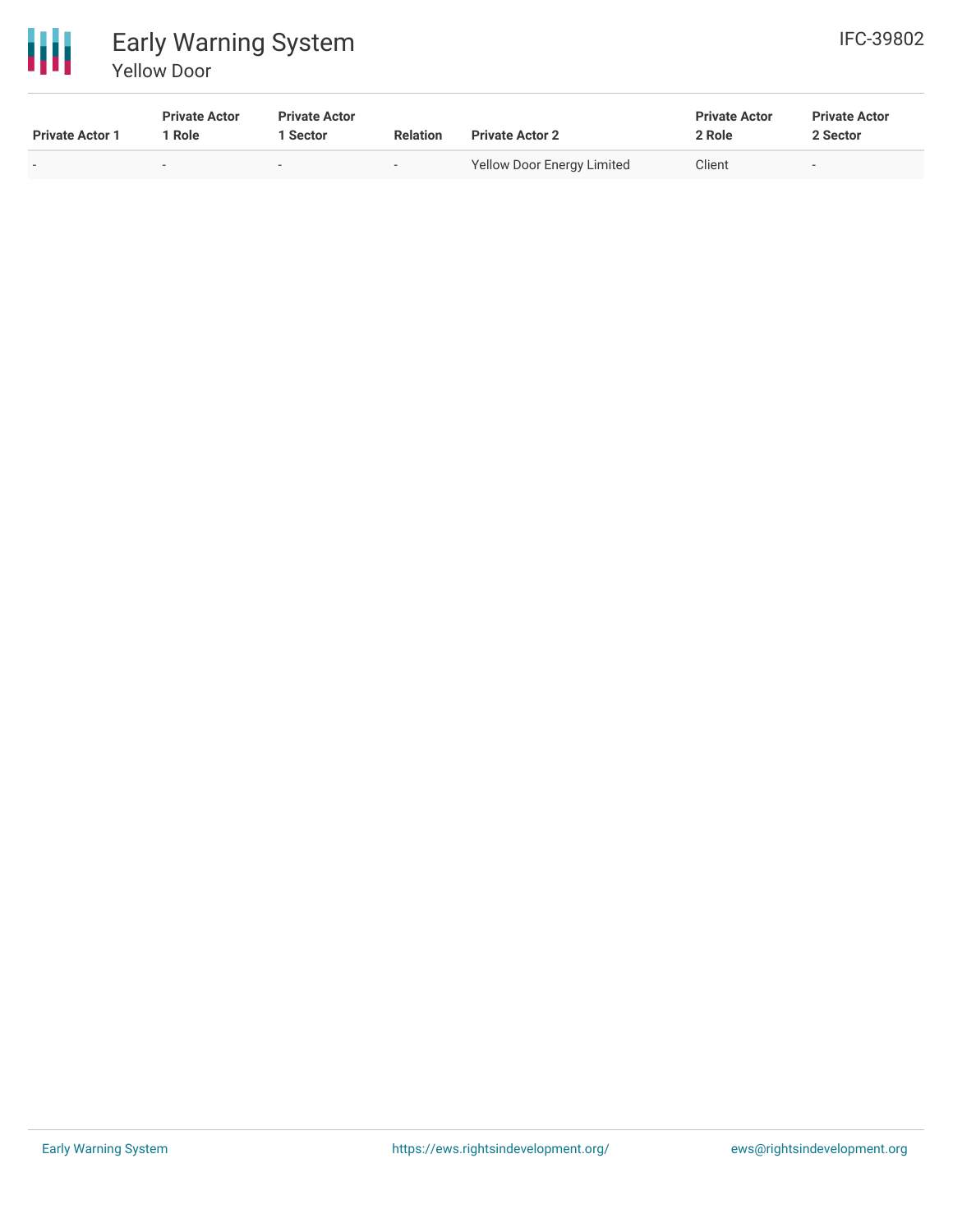| Private Actor 1 | Private Actor 1 Role | Private Actor 1 Sector | Relation | Private Actor 2 | Private Actor 2 Role | Private Actor 2 Sector |
|---|---|---|---|---|---|---|
| - | - | - | - | Yellow Door Energy Limited | Client | - |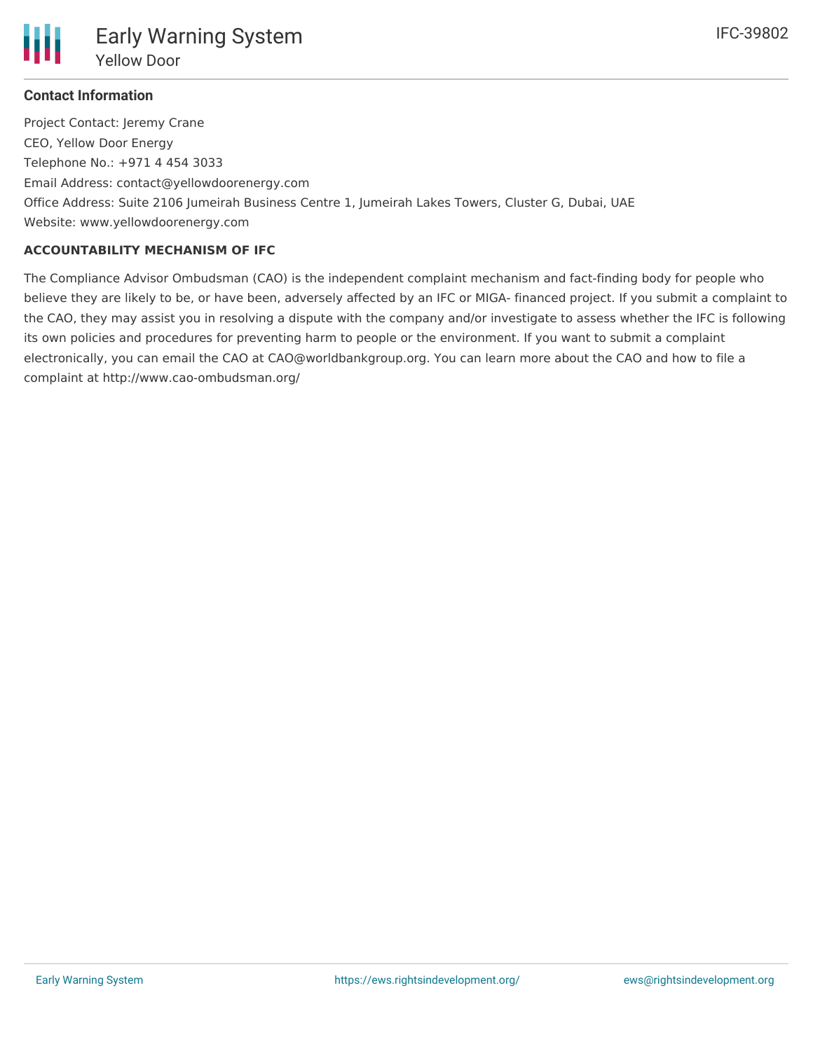### Contact Information

Project Contact: Jeremy Crane
CEO, Yellow Door Energy
Telephone No.: +971 4 454 3033
Email Address: contact@yellowdoorenergy.com
Office Address: Suite 2106 Jumeirah Business Centre 1, Jumeirah Lakes Towers, Cluster G, Dubai, UAE
Website: www.yellowdoorenergy.com

**ACCOUNTABILITY MECHANISM OF IFC**

The Compliance Advisor Ombudsman (CAO) is the independent complaint mechanism and fact-finding body for people who believe they are likely to be, or have been, adversely affected by an IFC or MIGA- financed project. If you submit a complaint to the CAO, they may assist you in resolving a dispute with the company and/or investigate to assess whether the IFC is following its own policies and procedures for preventing harm to people or the environment. If you want to submit a complaint electronically, you can email the CAO at CAO@worldbankgroup.org. You can learn more about the CAO and how to file a complaint at http://www.cao-ombudsman.org/